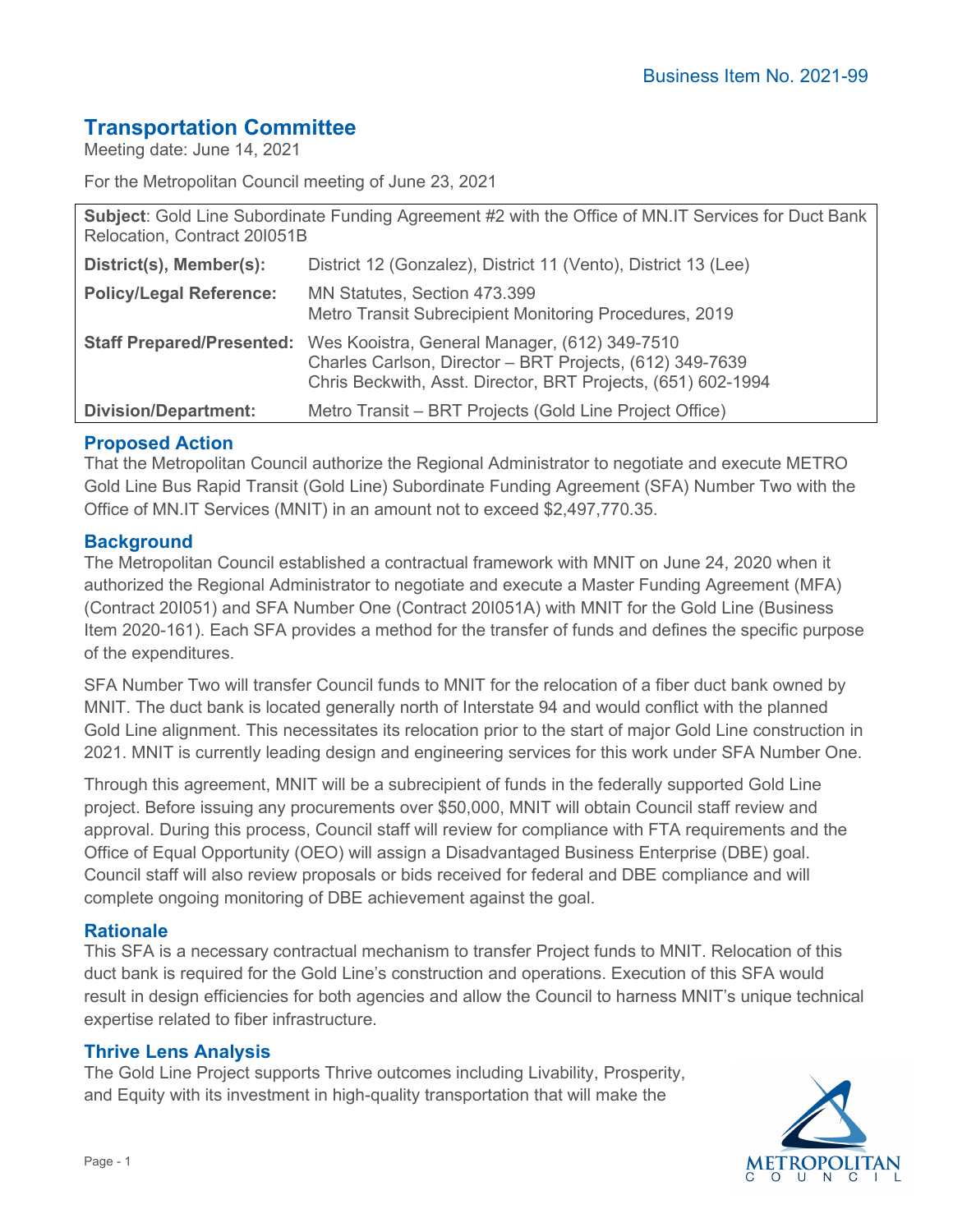Business Item No. 2021-99

# Transportation Committee

Meeting date: June 14, 2021

For the Metropolitan Council meeting of June 23, 2021

| **Subject**: Gold Line Subordinate Funding Agreement #2 with the Office of MN.IT Services for Duct Bank Relocation, Contract 20I051B | |
|---|---|
| **District(s), Member(s):** | District 12 (Gonzalez), District 11 (Vento), District 13 (Lee) |
| **Policy/Legal Reference:** | MN Statutes, Section 473.399<br>Metro Transit Subrecipient Monitoring Procedures, 2019 |
| **Staff Prepared/Presented:** | Wes Kooistra, General Manager, (612) 349-7510<br>Charles Carlson, Director – BRT Projects, (612) 349-7639<br>Chris Beckwith, Asst. Director, BRT Projects, (651) 602-1994 |
| **Division/Department:** | Metro Transit – BRT Projects (Gold Line Project Office) |

## Proposed Action

That the Metropolitan Council authorize the Regional Administrator to negotiate and execute METRO Gold Line Bus Rapid Transit (Gold Line) Subordinate Funding Agreement (SFA) Number Two with the Office of MN.IT Services (MNIT) in an amount not to exceed $2,497,770.35.

## Background

The Metropolitan Council established a contractual framework with MNIT on June 24, 2020 when it authorized the Regional Administrator to negotiate and execute a Master Funding Agreement (MFA) (Contract 20I051) and SFA Number One (Contract 20I051A) with MNIT for the Gold Line (Business Item 2020-161). Each SFA provides a method for the transfer of funds and defines the specific purpose of the expenditures.

SFA Number Two will transfer Council funds to MNIT for the relocation of a fiber duct bank owned by MNIT. The duct bank is located generally north of Interstate 94 and would conflict with the planned Gold Line alignment. This necessitates its relocation prior to the start of major Gold Line construction in 2021. MNIT is currently leading design and engineering services for this work under SFA Number One.

Through this agreement, MNIT will be a subrecipient of funds in the federally supported Gold Line project. Before issuing any procurements over $50,000, MNIT will obtain Council staff review and approval. During this process, Council staff will review for compliance with FTA requirements and the Office of Equal Opportunity (OEO) will assign a Disadvantaged Business Enterprise (DBE) goal. Council staff will also review proposals or bids received for federal and DBE compliance and will complete ongoing monitoring of DBE achievement against the goal.

## Rationale

This SFA is a necessary contractual mechanism to transfer Project funds to MNIT. Relocation of this duct bank is required for the Gold Line's construction and operations. Execution of this SFA would result in design efficiencies for both agencies and allow the Council to harness MNIT's unique technical expertise related to fiber infrastructure.

## Thrive Lens Analysis

The Gold Line Project supports Thrive outcomes including Livability, Prosperity, and Equity with its investment in high-quality transportation that will make the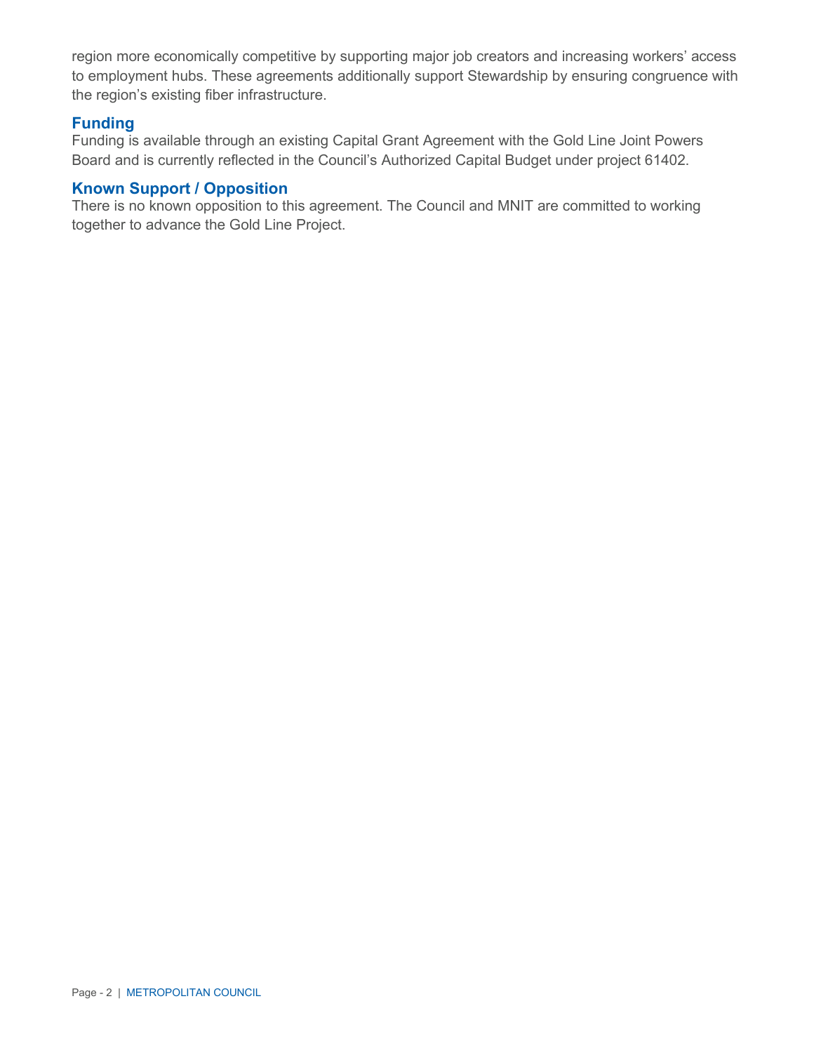region more economically competitive by supporting major job creators and increasing workers' access to employment hubs. These agreements additionally support Stewardship by ensuring congruence with the region's existing fiber infrastructure.

### Funding

Funding is available through an existing Capital Grant Agreement with the Gold Line Joint Powers Board and is currently reflected in the Council's Authorized Capital Budget under project 61402.

### Known Support / Opposition

There is no known opposition to this agreement. The Council and MNIT are committed to working together to advance the Gold Line Project.